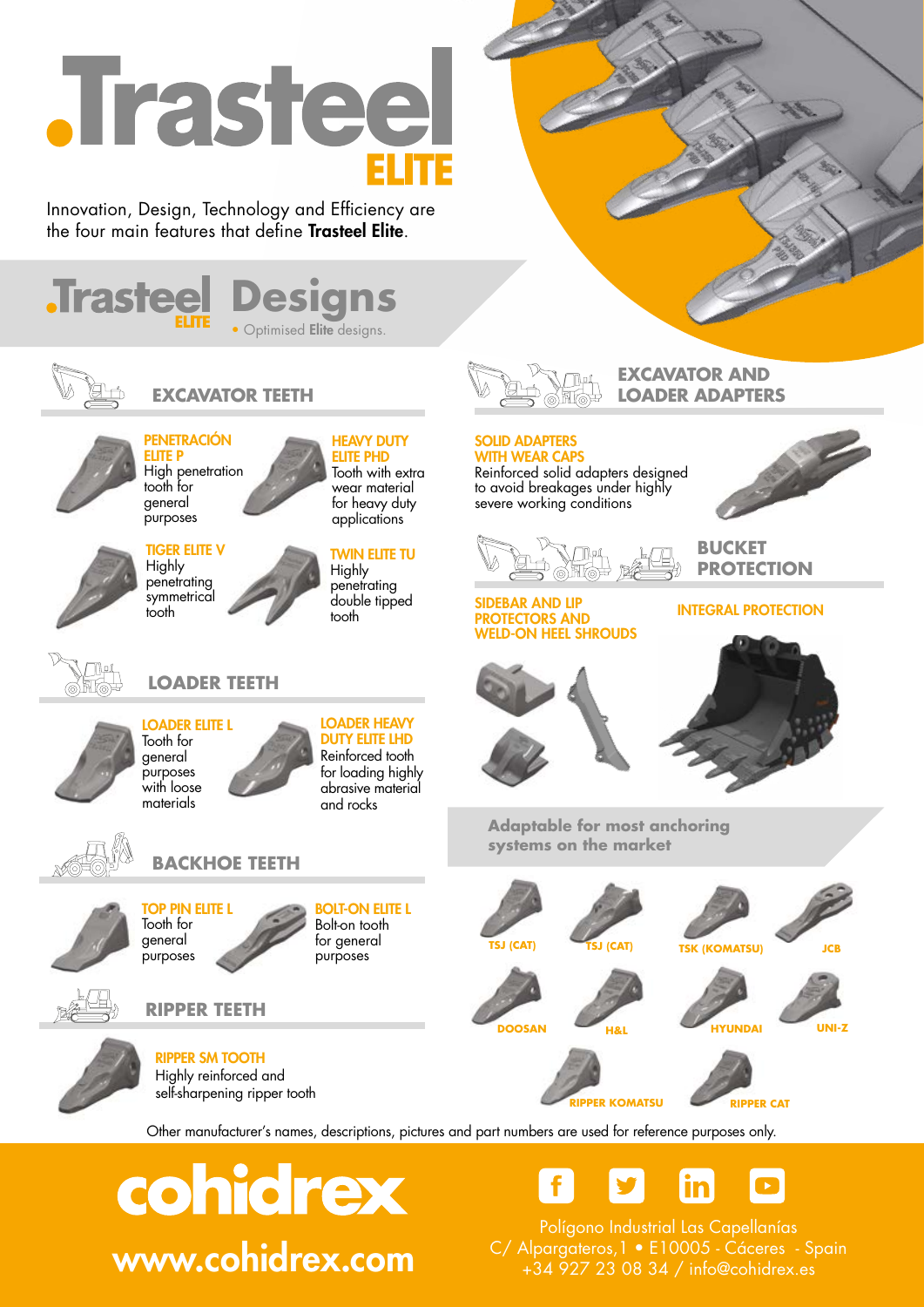# .Trasteel ELITE

Innovation, Design, Technology and Efficiency are the four main features that define **Trasteel Elite**.

## .Trasteel ELITE Designs

• Optimised **Elite** designs.

### EXCAVATOR TEETH

**PENETRACIÓN ELITE P**
High penetration tooth for general purposes

**HEAVY DUTY ELITE PHD**
Tooth with extra wear material for heavy duty applications

**TIGER ELITE V**
Highly penetrating symmetrical tooth

**TWIN ELITE TU**
Highly penetrating double tipped tooth

### LOADER TEETH

**LOADER ELITE L**
Tooth for general purposes with loose materials

**LOADER HEAVY DUTY ELITE LHD**
Reinforced tooth for loading highly abrasive material and rocks

### BACKHOE TEETH

**TOP PIN ELITE L**
Tooth for general purposes

**BOLT-ON ELITE L**
Bolt-on tooth for general purposes

### RIPPER TEETH

**RIPPER SM TOOTH**
Highly reinforced and self-sharpening ripper tooth

### EXCAVATOR AND LOADER ADAPTERS

**SOLID ADAPTERS WITH WEAR CAPS**
Reinforced solid adapters designed to avoid breakages under highly severe working conditions

### BUCKET PROTECTION

**SIDEBAR AND LIP PROTECTORS AND WELD-ON HEEL SHROUDS**

**INTEGRAL PROTECTION**

**Adaptable for most anchoring systems on the market**

TSJ (CAT) · TSJ (CAT) · TSK (KOMATSU) · JCB · DOOSAN · H&L · HYUNDAI · UNI-Z · RIPPER KOMATSU · RIPPER CAT

Other manufacturer's names, descriptions, pictures and part numbers are used for reference purposes only.

**cohidrex**
**www.cohidrex.com**

Polígono Industrial Las Capellanías
C/ Alpargateros,1 • E10005 - Cáceres - Spain
+34 927 23 08 34 / info@cohidrex.es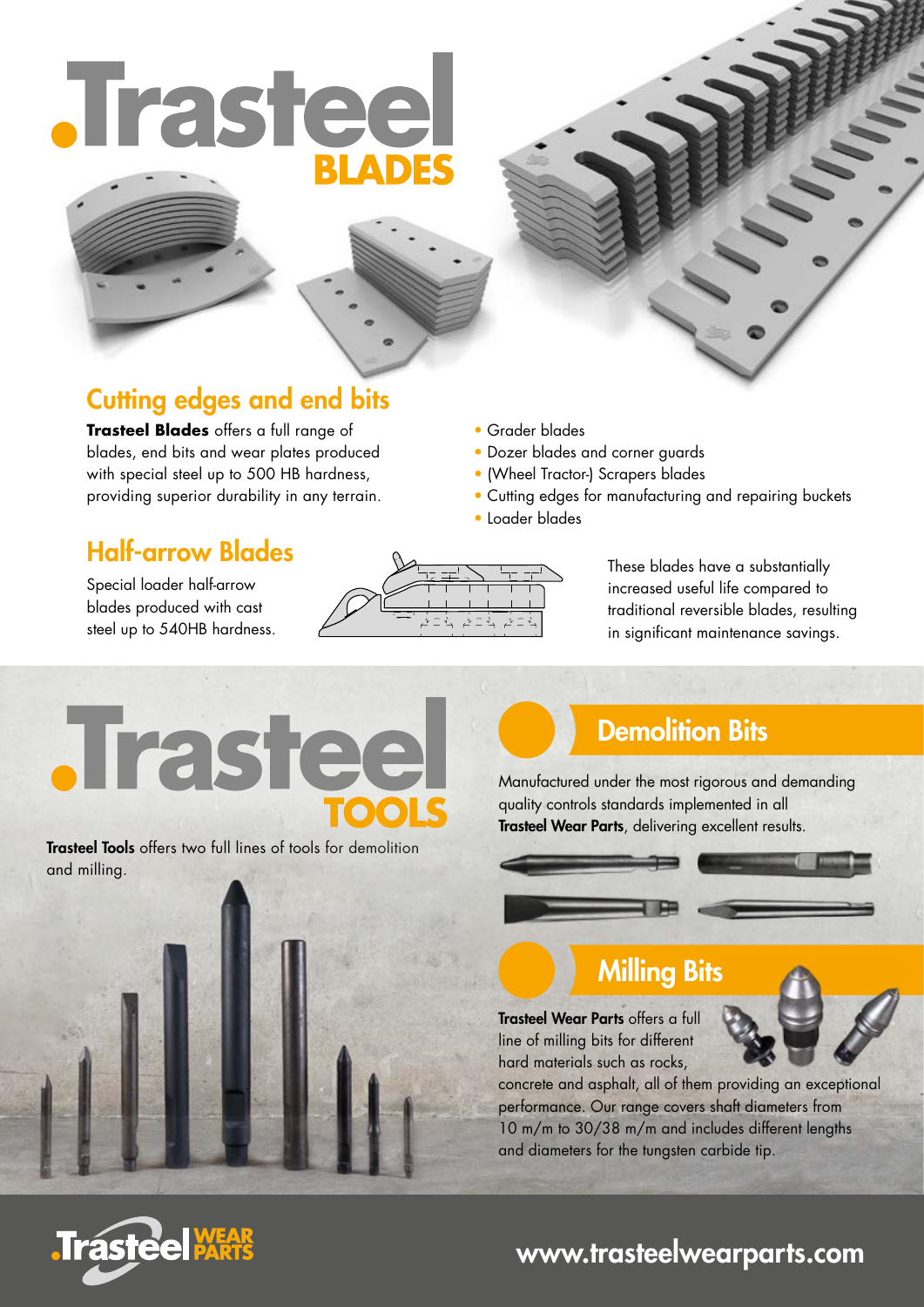# .Trasteel BLADES

## Cutting edges and end bits

**Trasteel Blades** offers a full range of blades, end bits and wear plates produced with special steel up to 500 HB hardness, providing superior durability in any terrain.

- Grader blades
- Dozer blades and corner guards
- (Wheel Tractor-) Scrapers blades
- Cutting edges for manufacturing and repairing buckets
- Loader blades

## Half-arrow Blades

Special loader half-arrow blades produced with cast steel up to 540HB hardness.

These blades have a substantially increased useful life compared to traditional reversible blades, resulting in significant maintenance savings.

# .Trasteel TOOLS

**Trasteel Tools** offers two full lines of tools for demolition and milling.

## Demolition Bits

Manufactured under the most rigorous and demanding quality controls standards implemented in all **Trasteel Wear Parts**, delivering excellent results.

## Milling Bits

**Trasteel Wear Parts** offers a full line of milling bits for different hard materials such as rocks, concrete and asphalt, all of them providing an exceptional performance. Our range covers shaft diameters from 10 m/m to 30/38 m/m and includes different lengths and diameters for the tungsten carbide tip.

.Trasteel WEAR PARTS

www.trasteelwearparts.com